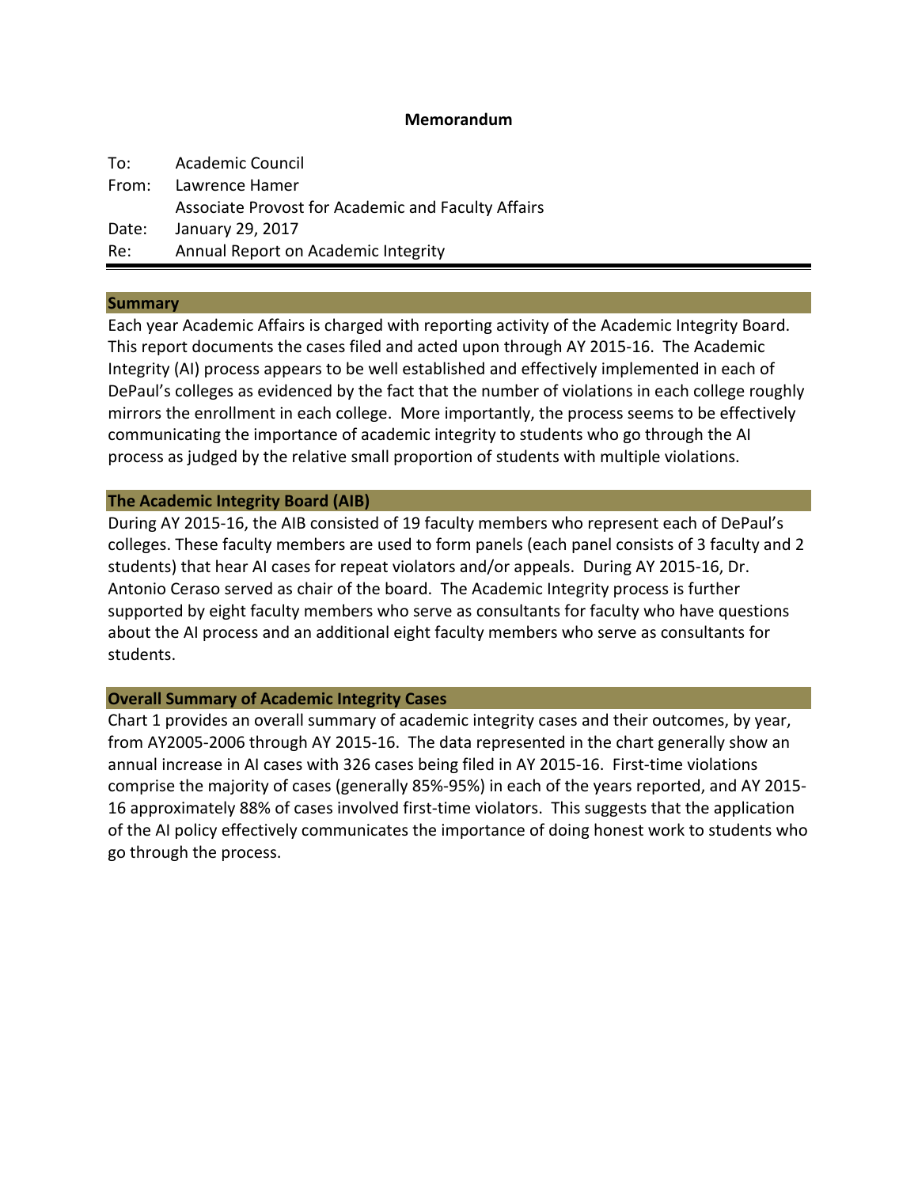**Memorandum**

To: Academic Council
From: Lawrence Hamer
Associate Provost for Academic and Faculty Affairs
Date: January 29, 2017
Re: Annual Report on Academic Integrity

## Summary

Each year Academic Affairs is charged with reporting activity of the Academic Integrity Board. This report documents the cases filed and acted upon through AY 2015-16. The Academic Integrity (AI) process appears to be well established and effectively implemented in each of DePaul's colleges as evidenced by the fact that the number of violations in each college roughly mirrors the enrollment in each college. More importantly, the process seems to be effectively communicating the importance of academic integrity to students who go through the AI process as judged by the relative small proportion of students with multiple violations.

## The Academic Integrity Board (AIB)

During AY 2015-16, the AIB consisted of 19 faculty members who represent each of DePaul's colleges. These faculty members are used to form panels (each panel consists of 3 faculty and 2 students) that hear AI cases for repeat violators and/or appeals. During AY 2015-16, Dr. Antonio Ceraso served as chair of the board. The Academic Integrity process is further supported by eight faculty members who serve as consultants for faculty who have questions about the AI process and an additional eight faculty members who serve as consultants for students.

## Overall Summary of Academic Integrity Cases

Chart 1 provides an overall summary of academic integrity cases and their outcomes, by year, from AY2005-2006 through AY 2015-16. The data represented in the chart generally show an annual increase in AI cases with 326 cases being filed in AY 2015-16. First-time violations comprise the majority of cases (generally 85%-95%) in each of the years reported, and AY 2015-16 approximately 88% of cases involved first-time violators. This suggests that the application of the AI policy effectively communicates the importance of doing honest work to students who go through the process.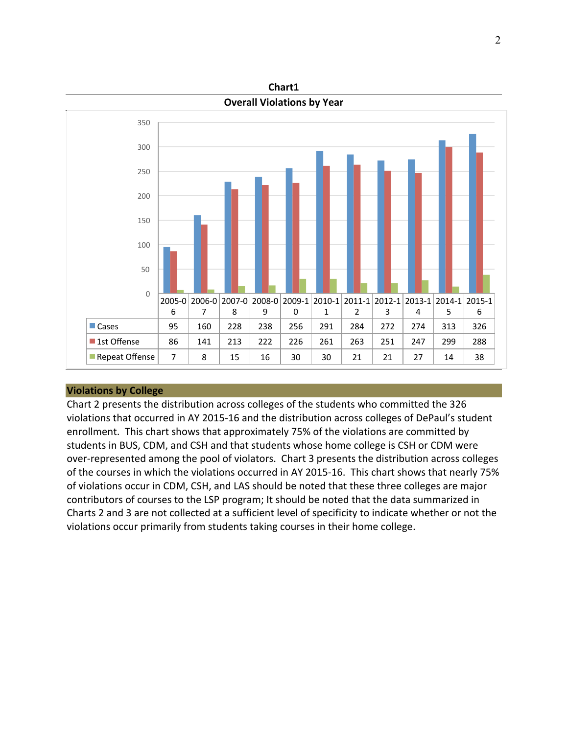**Chart1**

**Overall Violations by Year**

| | 2005-06 | 2006-07 | 2007-08 | 2008-09 | 2009-10 | 2010-11 | 2011-12 | 2012-13 | 2013-14 | 2014-15 | 2015-16 |
|---|---|---|---|---|---|---|---|---|---|---|---|
| Cases | 95 | 160 | 228 | 238 | 256 | 291 | 284 | 272 | 274 | 313 | 326 |
| 1st Offense | 86 | 141 | 213 | 222 | 226 | 261 | 263 | 251 | 247 | 299 | 288 |
| Repeat Offense | 7 | 8 | 15 | 16 | 30 | 30 | 21 | 21 | 27 | 14 | 38 |

## Violations by College

Chart 2 presents the distribution across colleges of the students who committed the 326 violations that occurred in AY 2015-16 and the distribution across colleges of DePaul's student enrollment. This chart shows that approximately 75% of the violations are committed by students in BUS, CDM, and CSH and that students whose home college is CSH or CDM were over-represented among the pool of violators. Chart 3 presents the distribution across colleges of the courses in which the violations occurred in AY 2015-16. This chart shows that nearly 75% of violations occur in CDM, CSH, and LAS should be noted that these three colleges are major contributors of courses to the LSP program; It should be noted that the data summarized in Charts 2 and 3 are not collected at a sufficient level of specificity to indicate whether or not the violations occur primarily from students taking courses in their home college.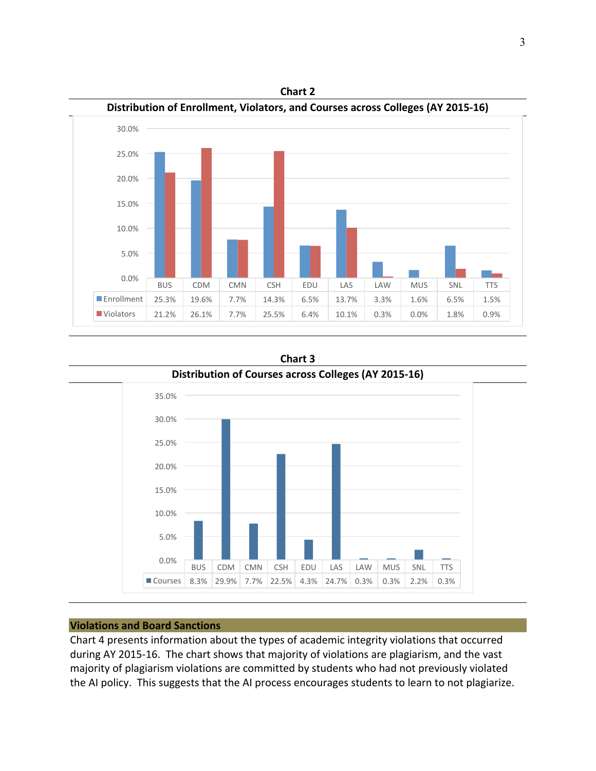**Chart 2**

**Distribution of Enrollment, Violators, and Courses across Colleges (AY 2015-16)**

| | BUS | CDM | CMN | CSH | EDU | LAS | LAW | MUS | SNL | TTS |
|---|---|---|---|---|---|---|---|---|---|---|
| Enrollment | 25.3% | 19.6% | 7.7% | 14.3% | 6.5% | 13.7% | 3.3% | 1.6% | 6.5% | 1.5% |
| Violators | 21.2% | 26.1% | 7.7% | 25.5% | 6.4% | 10.1% | 0.3% | 0.0% | 1.8% | 0.9% |

**Chart 3**

**Distribution of Courses across Colleges (AY 2015-16)**

| | BUS | CDM | CMN | CSH | EDU | LAS | LAW | MUS | SNL | TTS |
|---|---|---|---|---|---|---|---|---|---|---|
| Courses | 8.3% | 29.9% | 7.7% | 22.5% | 4.3% | 24.7% | 0.3% | 0.3% | 2.2% | 0.3% |

## Violations and Board Sanctions

Chart 4 presents information about the types of academic integrity violations that occurred during AY 2015-16. The chart shows that majority of violations are plagiarism, and the vast majority of plagiarism violations are committed by students who had not previously violated the AI policy. This suggests that the AI process encourages students to learn to not plagiarize.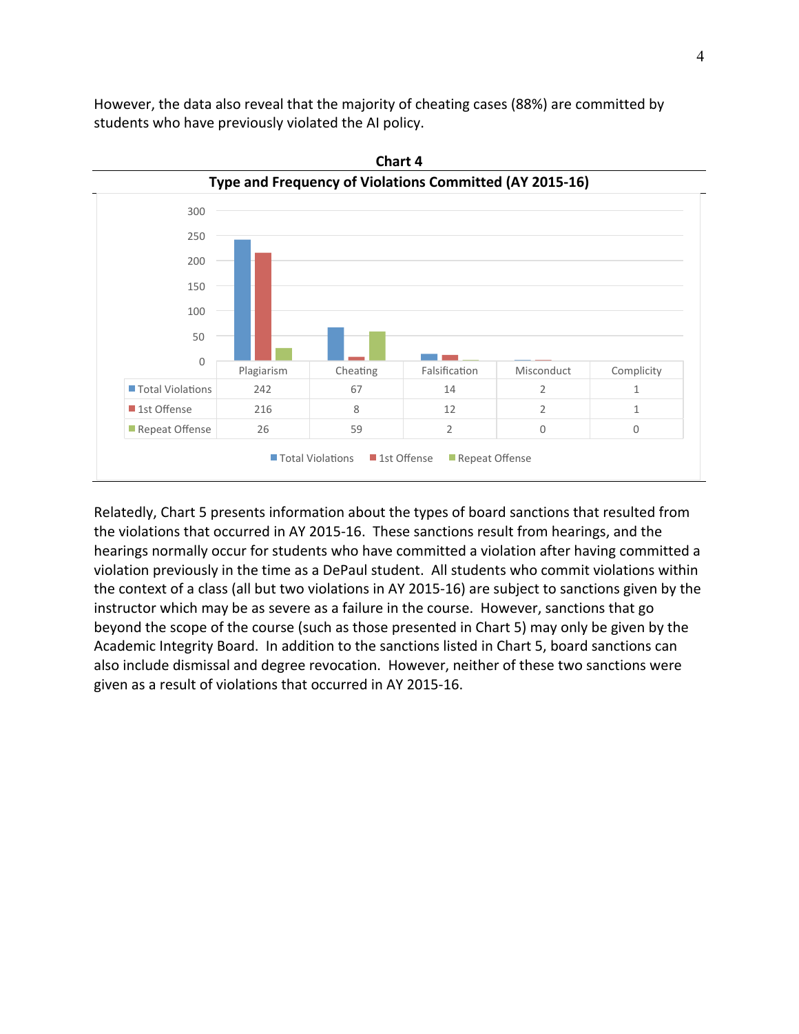However, the data also reveal that the majority of cheating cases (88%) are committed by students who have previously violated the AI policy.

**Chart 4**

**Type and Frequency of Violations Committed (AY 2015-16)**

| | Plagiarism | Cheating | Falsification | Misconduct | Complicity |
|---|---|---|---|---|---|
| Total Violations | 242 | 67 | 14 | 2 | 1 |
| 1st Offense | 216 | 8 | 12 | 2 | 1 |
| Repeat Offense | 26 | 59 | 2 | 0 | 0 |

Relatedly, Chart 5 presents information about the types of board sanctions that resulted from the violations that occurred in AY 2015-16. These sanctions result from hearings, and the hearings normally occur for students who have committed a violation after having committed a violation previously in the time as a DePaul student. All students who commit violations within the context of a class (all but two violations in AY 2015-16) are subject to sanctions given by the instructor which may be as severe as a failure in the course. However, sanctions that go beyond the scope of the course (such as those presented in Chart 5) may only be given by the Academic Integrity Board. In addition to the sanctions listed in Chart 5, board sanctions can also include dismissal and degree revocation. However, neither of these two sanctions were given as a result of violations that occurred in AY 2015-16.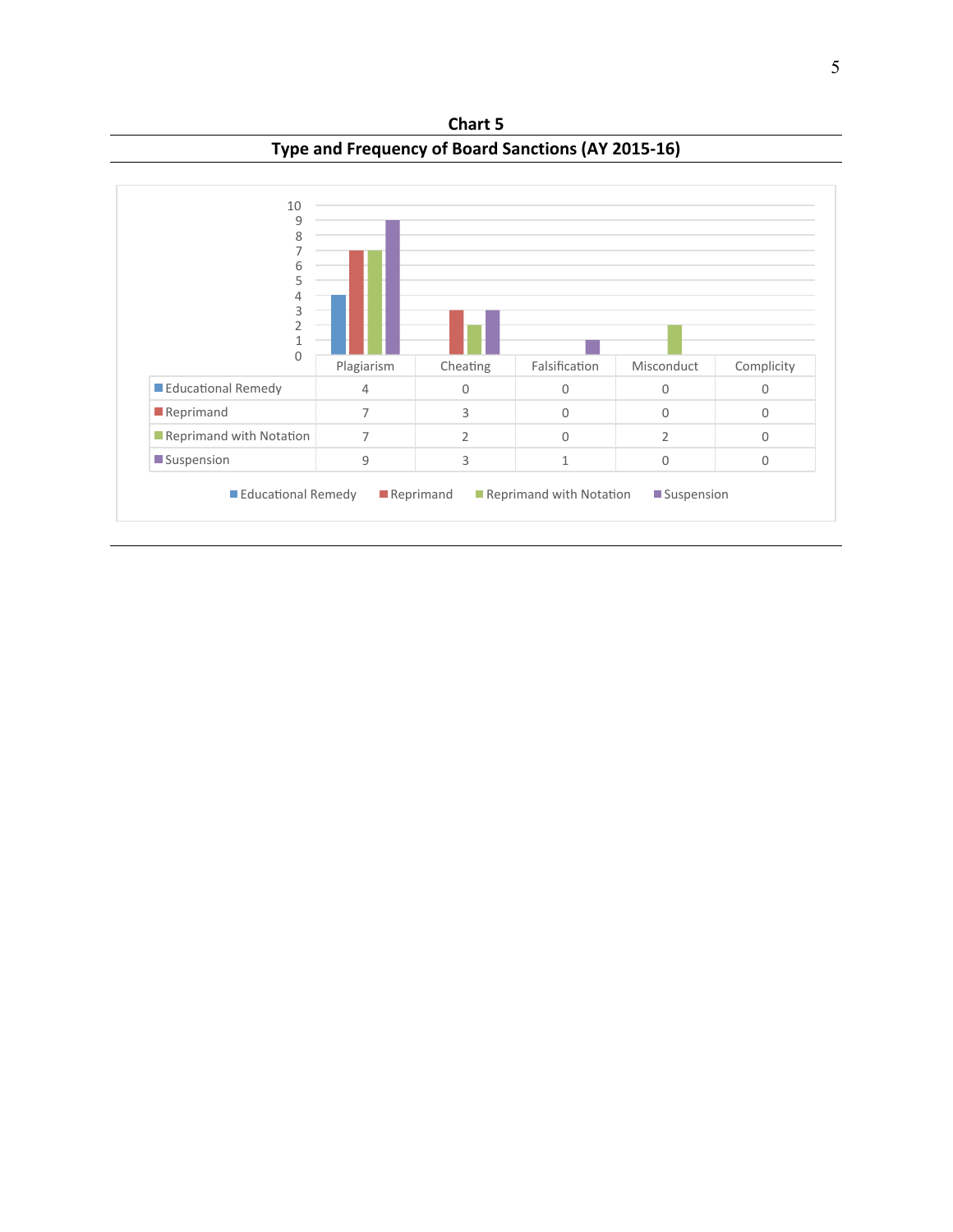**Chart 5**

**Type and Frequency of Board Sanctions (AY 2015-16)**

10
9
8
7
6
5
4
3
2
1
0

| | Plagiarism | Cheating | Falsification | Misconduct | Complicity |
|---|---|---|---|---|---|
| Educational Remedy | 4 | 0 | 0 | 0 | 0 |
| Reprimand | 7 | 3 | 0 | 0 | 0 |
| Reprimand with Notation | 7 | 2 | 0 | 2 | 0 |
| Suspension | 9 | 3 | 1 | 0 | 0 |

Educational Remedy  Reprimand  Reprimand with Notation  Suspension